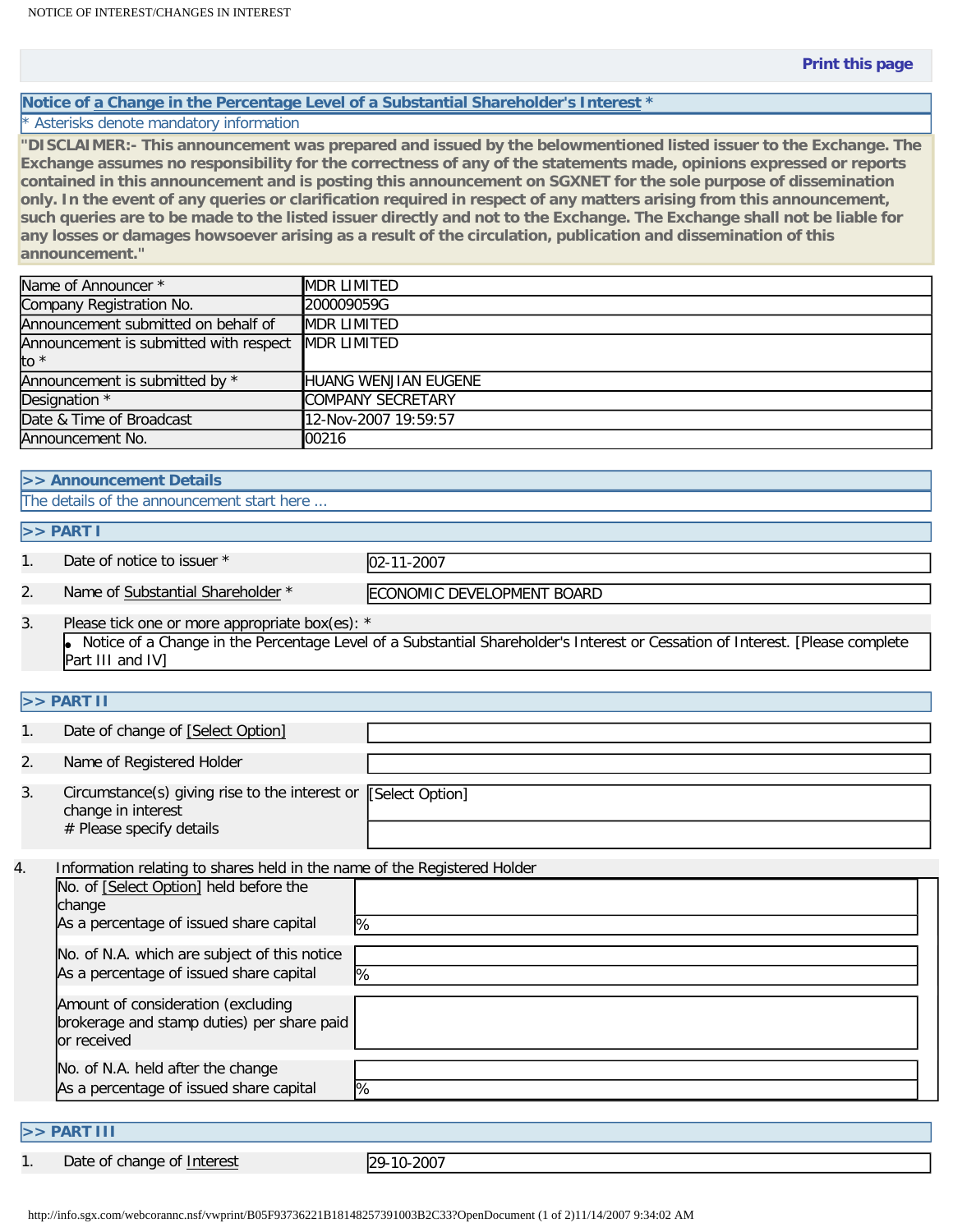Print this page

## Notice of a Change in the Percentage Level of a Substantial Shareholder's Interest *

* Asterisks denote mandatory information

**"DISCLAIMER:- This announcement was prepared and issued by the belowmentioned listed issuer to the Exchange. The Exchange assumes no responsibility for the correctness of any of the statements made, opinions expressed or reports contained in this announcement and is posting this announcement on SGXNET for the sole purpose of dissemination only. In the event of any queries or clarification required in respect of any matters arising from this announcement, such queries are to be made to the listed issuer directly and not to the Exchange. The Exchange shall not be liable for any losses or damages howsoever arising as a result of the circulation, publication and dissemination of this announcement."**

| | |
|---|---|
| Name of Announcer * | MDR LIMITED |
| Company Registration No. | 200009059G |
| Announcement submitted on behalf of | MDR LIMITED |
| Announcement is submitted with respect to * | MDR LIMITED |
| Announcement is submitted by * | HUANG WENJIAN EUGENE |
| Designation * | COMPANY SECRETARY |
| Date & Time of Broadcast | 12-Nov-2007 19:59:57 |
| Announcement No. | 00216 |

### >> Announcement Details

The details of the announcement start here ...

### >> PART I

| | | |
|---|---|---|
| 1. | Date of notice to issuer * | 02-11-2007 |
| 2. | Name of Substantial Shareholder * | ECONOMIC DEVELOPMENT BOARD |

3. Please tick one or more appropriate box(es): *
   - Notice of a Change in the Percentage Level of a Substantial Shareholder's Interest or Cessation of Interest. [Please complete Part III and IV]

### >> PART II

| | | |
|---|---|---|
| 1. | Date of change of [Select Option] | |
| 2. | Name of Registered Holder | |
| 3. | Circumstance(s) giving rise to the interest or change in interest<br># Please specify details | [Select Option] |

4. Information relating to shares held in the name of the Registered Holder

| | |
|---|---|
| No. of [Select Option] held before the change | |
| As a percentage of issued share capital | % |
| No. of N.A. which are subject of this notice | |
| As a percentage of issued share capital | % |
| Amount of consideration (excluding brokerage and stamp duties) per share paid or received | |
| No. of N.A. held after the change | |
| As a percentage of issued share capital | % |

### >> PART III

| | | |
|---|---|---|
| 1. | Date of change of Interest | 29-10-2007 |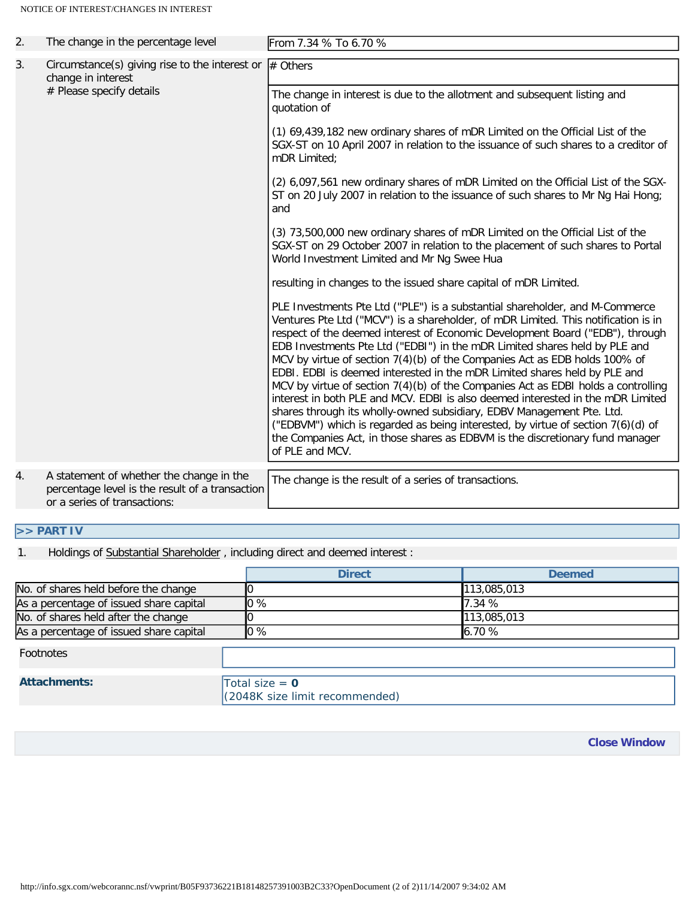| | |
|---|---|
| 2. The change in the percentage level | From 7.34 % To 6.70 % |
| 3. Circumstance(s) giving rise to the interest or change in interest<br># Please specify details | # Others<br><br>The change in interest is due to the allotment and subsequent listing and quotation of<br><br>(1) 69,439,182 new ordinary shares of mDR Limited on the Official List of the SGX-ST on 10 April 2007 in relation to the issuance of such shares to a creditor of mDR Limited;<br><br>(2) 6,097,561 new ordinary shares of mDR Limited on the Official List of the SGX-ST on 20 July 2007 in relation to the issuance of such shares to Mr Ng Hai Hong; and<br><br>(3) 73,500,000 new ordinary shares of mDR Limited on the Official List of the SGX-ST on 29 October 2007 in relation to the placement of such shares to Portal World Investment Limited and Mr Ng Swee Hua<br><br>resulting in changes to the issued share capital of mDR Limited.<br><br>PLE Investments Pte Ltd ("PLE") is a substantial shareholder, and M-Commerce Ventures Pte Ltd ("MCV") is a shareholder, of mDR Limited. This notification is in respect of the deemed interest of Economic Development Board ("EDB"), through EDB Investments Pte Ltd ("EDBI") in the mDR Limited shares held by PLE and MCV by virtue of section 7(4)(b) of the Companies Act as EDB holds 100% of EDBI. EDBI is deemed interested in the mDR Limited shares held by PLE and MCV by virtue of section 7(4)(b) of the Companies Act as EDBI holds a controlling interest in both PLE and MCV. EDBI is also deemed interested in the mDR Limited shares through its wholly-owned subsidiary, EDBV Management Pte. Ltd. ("EDBVM") which is regarded as being interested, by virtue of section 7(6)(d) of the Companies Act, in those shares as EDBVM is the discretionary fund manager of PLE and MCV. |
| 4. A statement of whether the change in the percentage level is the result of a transaction or a series of transactions: | The change is the result of a series of transactions. |

## >> PART IV

1. Holdings of Substantial Shareholder , including direct and deemed interest :

| | Direct | Deemed |
|---|---|---|
| No. of shares held before the change | 0 | 113,085,013 |
| As a percentage of issued share capital | 0 % | 7.34 % |
| No. of shares held after the change | 0 | 113,085,013 |
| As a percentage of issued share capital | 0 % | 6.70 % |

| | |
|---|---|
| Footnotes | |
| **Attachments:** | Total size = **0**<br>(2048K size limit recommended) |

**Close Window**